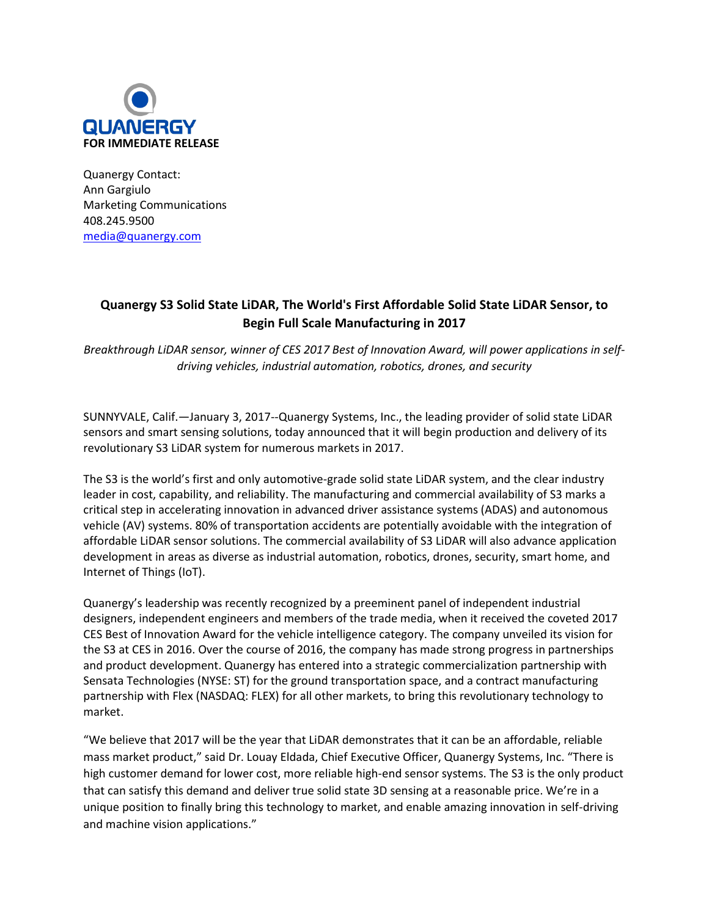QUANERGY

**FOR IMMEDIATE RELEASE**

Quanergy Contact:
Ann Gargiulo
Marketing Communications
408.245.9500
media@quanergy.com

# Quanergy S3 Solid State LiDAR, The World's First Affordable Solid State LiDAR Sensor, to Begin Full Scale Manufacturing in 2017

*Breakthrough LiDAR sensor, winner of CES 2017 Best of Innovation Award, will power applications in self-driving vehicles, industrial automation, robotics, drones, and security*

SUNNYVALE, Calif.—January 3, 2017--Quanergy Systems, Inc., the leading provider of solid state LiDAR sensors and smart sensing solutions, today announced that it will begin production and delivery of its revolutionary S3 LiDAR system for numerous markets in 2017.

The S3 is the world's first and only automotive-grade solid state LiDAR system, and the clear industry leader in cost, capability, and reliability. The manufacturing and commercial availability of S3 marks a critical step in accelerating innovation in advanced driver assistance systems (ADAS) and autonomous vehicle (AV) systems. 80% of transportation accidents are potentially avoidable with the integration of affordable LiDAR sensor solutions. The commercial availability of S3 LiDAR will also advance application development in areas as diverse as industrial automation, robotics, drones, security, smart home, and Internet of Things (IoT).

Quanergy's leadership was recently recognized by a preeminent panel of independent industrial designers, independent engineers and members of the trade media, when it received the coveted 2017 CES Best of Innovation Award for the vehicle intelligence category. The company unveiled its vision for the S3 at CES in 2016. Over the course of 2016, the company has made strong progress in partnerships and product development. Quanergy has entered into a strategic commercialization partnership with Sensata Technologies (NYSE: ST) for the ground transportation space, and a contract manufacturing partnership with Flex (NASDAQ: FLEX) for all other markets, to bring this revolutionary technology to market.

"We believe that 2017 will be the year that LiDAR demonstrates that it can be an affordable, reliable mass market product," said Dr. Louay Eldada, Chief Executive Officer, Quanergy Systems, Inc. "There is high customer demand for lower cost, more reliable high-end sensor systems. The S3 is the only product that can satisfy this demand and deliver true solid state 3D sensing at a reasonable price. We're in a unique position to finally bring this technology to market, and enable amazing innovation in self-driving and machine vision applications."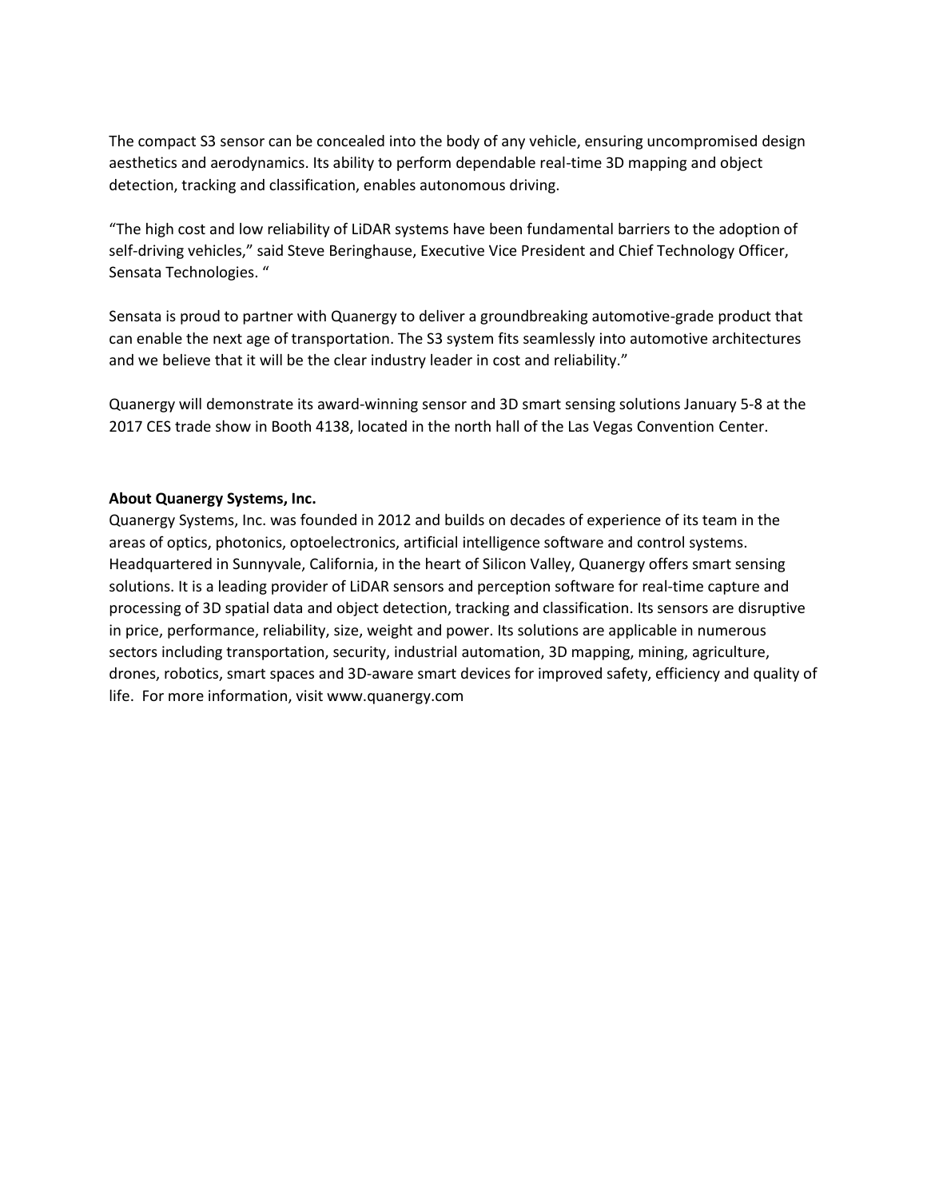The compact S3 sensor can be concealed into the body of any vehicle, ensuring uncompromised design aesthetics and aerodynamics. Its ability to perform dependable real-time 3D mapping and object detection, tracking and classification, enables autonomous driving.

“The high cost and low reliability of LiDAR systems have been fundamental barriers to the adoption of self-driving vehicles,” said Steve Beringhause, Executive Vice President and Chief Technology Officer, Sensata Technologies. “

Sensata is proud to partner with Quanergy to deliver a groundbreaking automotive-grade product that can enable the next age of transportation. The S3 system fits seamlessly into automotive architectures and we believe that it will be the clear industry leader in cost and reliability.”

Quanergy will demonstrate its award-winning sensor and 3D smart sensing solutions January 5-8 at the 2017 CES trade show in Booth 4138, located in the north hall of the Las Vegas Convention Center.

**About Quanergy Systems, Inc.**

Quanergy Systems, Inc. was founded in 2012 and builds on decades of experience of its team in the areas of optics, photonics, optoelectronics, artificial intelligence software and control systems. Headquartered in Sunnyvale, California, in the heart of Silicon Valley, Quanergy offers smart sensing solutions. It is a leading provider of LiDAR sensors and perception software for real-time capture and processing of 3D spatial data and object detection, tracking and classification. Its sensors are disruptive in price, performance, reliability, size, weight and power. Its solutions are applicable in numerous sectors including transportation, security, industrial automation, 3D mapping, mining, agriculture, drones, robotics, smart spaces and 3D-aware smart devices for improved safety, efficiency and quality of life. For more information, visit www.quanergy.com